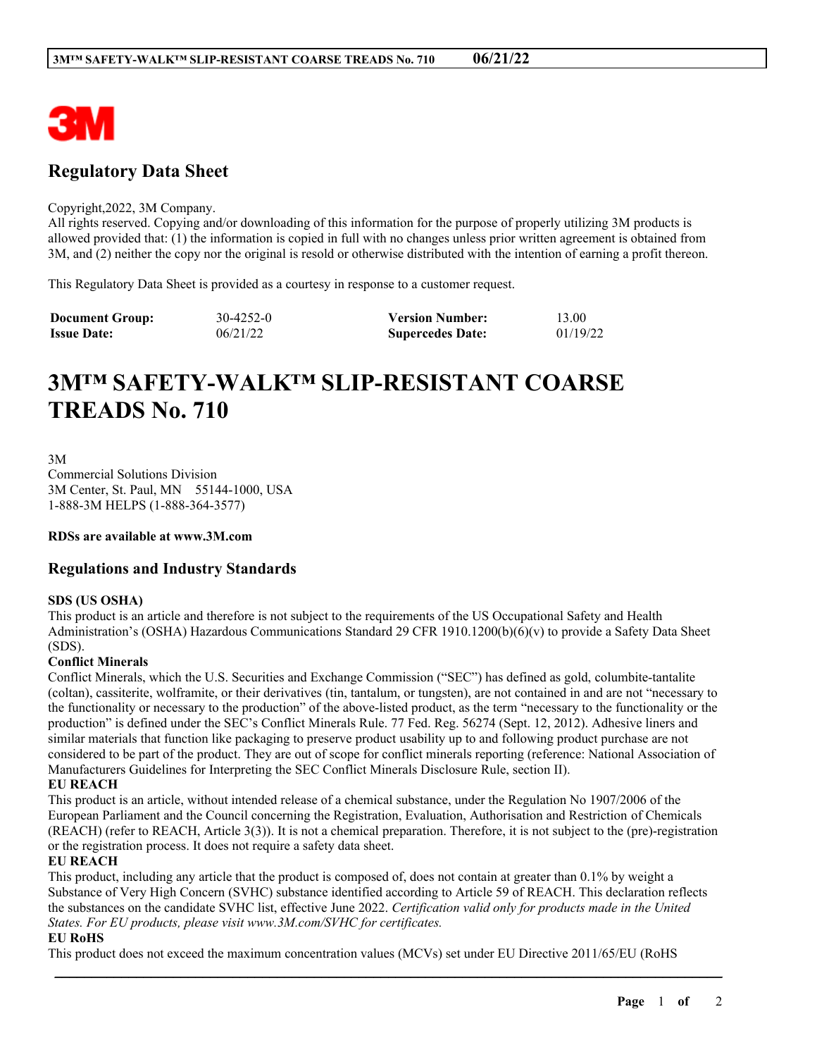## Regulatory Data Sheet

Copyright,2022, 3M Company.
All rights reserved. Copying and/or downloading of this information for the purpose of properly utilizing 3M products is allowed provided that: (1) the information is copied in full with no changes unless prior written agreement is obtained from 3M, and (2) neither the copy nor the original is resold or otherwise distributed with the intention of earning a profit thereon.

This Regulatory Data Sheet is provided as a courtesy in response to a customer request.

| **Document Group:** | 30-4252-0 | **Version Number:** | 13.00 |
|---|---|---|---|
| **Issue Date:** | 06/21/22 | **Supercedes Date:** | 01/19/22 |

# 3M™ SAFETY-WALK™ SLIP-RESISTANT COARSE TREADS No. 710

3M
Commercial Solutions Division
3M Center, St. Paul, MN 55144-1000, USA
1-888-3M HELPS (1-888-364-3577)

**RDSs are available at www.3M.com**

## Regulations and Industry Standards

**SDS (US OSHA)**
This product is an article and therefore is not subject to the requirements of the US Occupational Safety and Health Administration's (OSHA) Hazardous Communications Standard 29 CFR 1910.1200(b)(6)(v) to provide a Safety Data Sheet (SDS).

**Conflict Minerals**
Conflict Minerals, which the U.S. Securities and Exchange Commission ("SEC") has defined as gold, columbite-tantalite (coltan), cassiterite, wolframite, or their derivatives (tin, tantalum, or tungsten), are not contained in and are not "necessary to the functionality or necessary to the production" of the above-listed product, as the term "necessary to the functionality or the production" is defined under the SEC's Conflict Minerals Rule. 77 Fed. Reg. 56274 (Sept. 12, 2012). Adhesive liners and similar materials that function like packaging to preserve product usability up to and following product purchase are not considered to be part of the product. They are out of scope for conflict minerals reporting (reference: National Association of Manufacturers Guidelines for Interpreting the SEC Conflict Minerals Disclosure Rule, section II).

**EU REACH**
This product is an article, without intended release of a chemical substance, under the Regulation No 1907/2006 of the European Parliament and the Council concerning the Registration, Evaluation, Authorisation and Restriction of Chemicals (REACH) (refer to REACH, Article 3(3)). It is not a chemical preparation. Therefore, it is not subject to the (pre)-registration or the registration process. It does not require a safety data sheet.

**EU REACH**
This product, including any article that the product is composed of, does not contain at greater than 0.1% by weight a Substance of Very High Concern (SVHC) substance identified according to Article 59 of REACH. This declaration reflects the substances on the candidate SVHC list, effective June 2022. *Certification valid only for products made in the United States. For EU products, please visit www.3M.com/SVHC for certificates.*

**EU RoHS**
This product does not exceed the maximum concentration values (MCVs) set under EU Directive 2011/65/EU (RoHS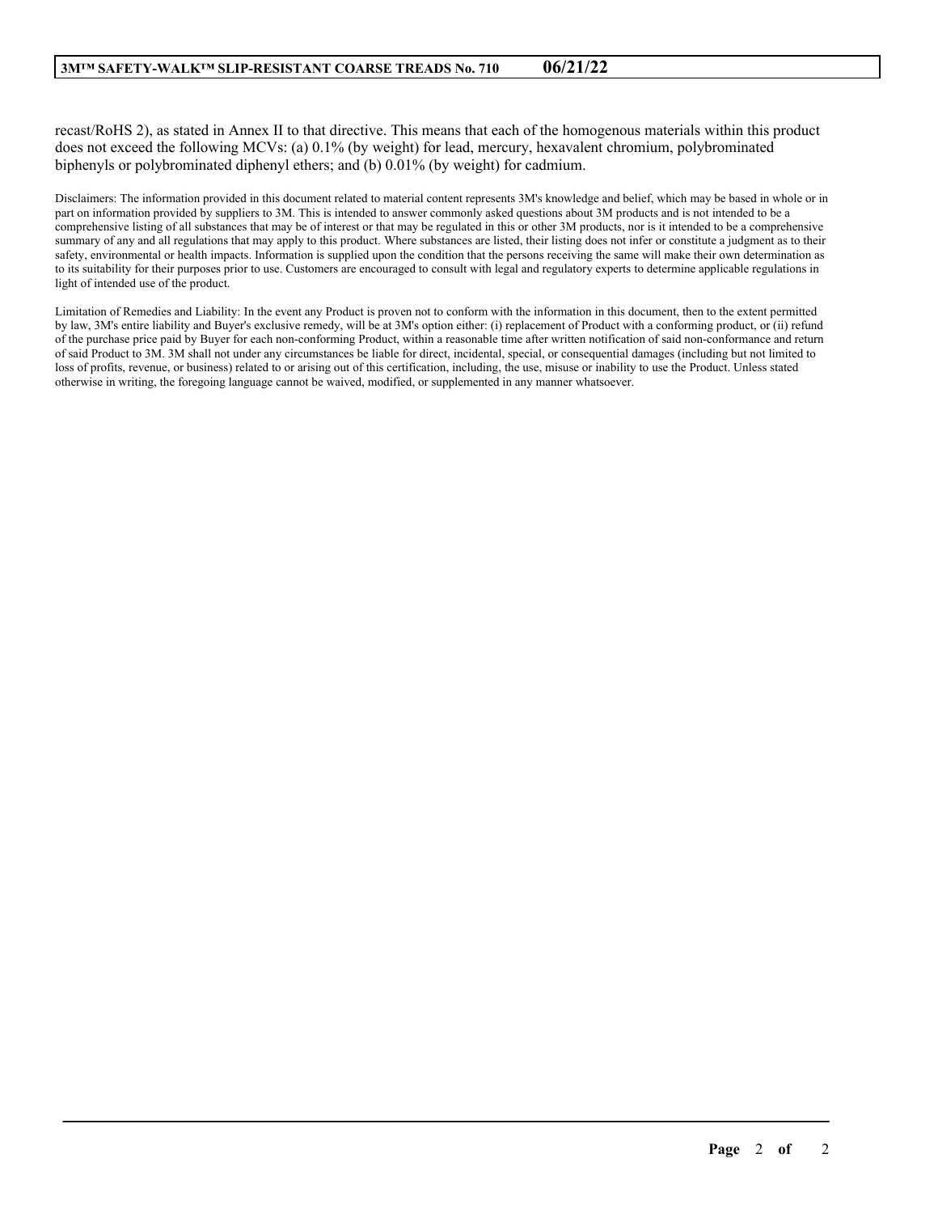recast/RoHS 2), as stated in Annex II to that directive. This means that each of the homogenous materials within this product does not exceed the following MCVs: (a) 0.1% (by weight) for lead, mercury, hexavalent chromium, polybrominated biphenyls or polybrominated diphenyl ethers; and (b) 0.01% (by weight) for cadmium.

Disclaimers: The information provided in this document related to material content represents 3M's knowledge and belief, which may be based in whole or in part on information provided by suppliers to 3M. This is intended to answer commonly asked questions about 3M products and is not intended to be a comprehensive listing of all substances that may be of interest or that may be regulated in this or other 3M products, nor is it intended to be a comprehensive summary of any and all regulations that may apply to this product. Where substances are listed, their listing does not infer or constitute a judgment as to their safety, environmental or health impacts. Information is supplied upon the condition that the persons receiving the same will make their own determination as to its suitability for their purposes prior to use. Customers are encouraged to consult with legal and regulatory experts to determine applicable regulations in light of intended use of the product.

Limitation of Remedies and Liability: In the event any Product is proven not to conform with the information in this document, then to the extent permitted by law, 3M's entire liability and Buyer's exclusive remedy, will be at 3M's option either: (i) replacement of Product with a conforming product, or (ii) refund of the purchase price paid by Buyer for each non-conforming Product, within a reasonable time after written notification of said non-conformance and return of said Product to 3M. 3M shall not under any circumstances be liable for direct, incidental, special, or consequential damages (including but not limited to loss of profits, revenue, or business) related to or arising out of this certification, including, the use, misuse or inability to use the Product. Unless stated otherwise in writing, the foregoing language cannot be waived, modified, or supplemented in any manner whatsoever.